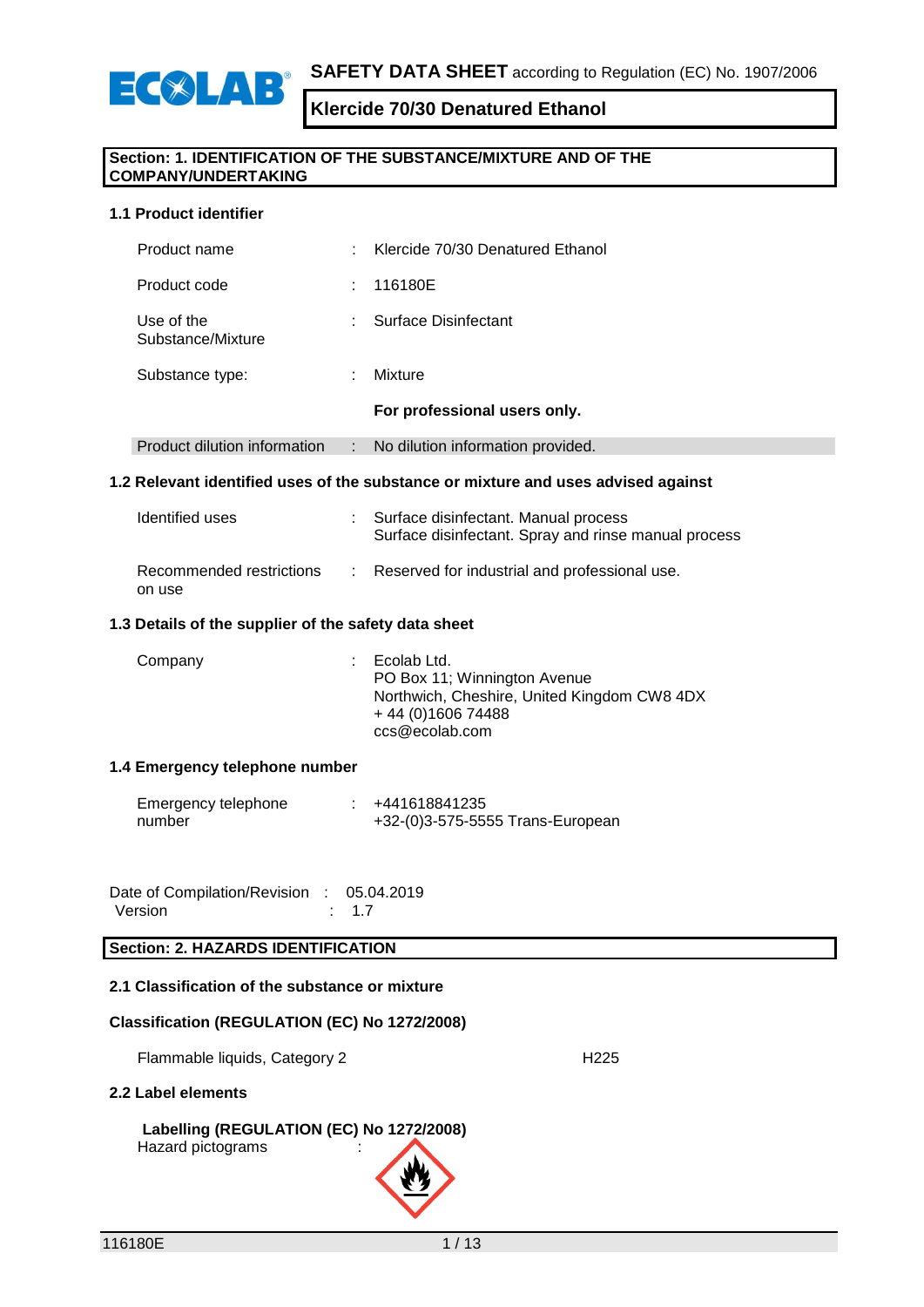**SAFETY DATA SHEET** according to Regulation (EC) No. 1907/2006

# Klercide 70/30 Denatured Ethanol

## Section: 1. IDENTIFICATION OF THE SUBSTANCE/MIXTURE AND OF THE COMPANY/UNDERTAKING

### 1.1 Product identifier

| | | |
|---|---|---|
| Product name | : | Klercide 70/30 Denatured Ethanol |
| Product code | : | 116180E |
| Use of the Substance/Mixture | : | Surface Disinfectant |
| Substance type: | : | Mixture |
| | | **For professional users only.** |
| Product dilution information | : | No dilution information provided. |

### 1.2 Relevant identified uses of the substance or mixture and uses advised against

| | | |
|---|---|---|
| Identified uses | : | Surface disinfectant. Manual process<br>Surface disinfectant. Spray and rinse manual process |
| Recommended restrictions on use | : | Reserved for industrial and professional use. |

### 1.3 Details of the supplier of the safety data sheet

| | | |
|---|---|---|
| Company | : | Ecolab Ltd.<br>PO Box 11; Winnington Avenue<br>Northwich, Cheshire, United Kingdom CW8 4DX<br>+ 44 (0)1606 74488<br>ccs@ecolab.com |

### 1.4 Emergency telephone number

| | | |
|---|---|---|
| Emergency telephone number | : | +441618841235<br>+32-(0)3-575-5555 Trans-European |

Date of Compilation/Revision : 05.04.2019
Version : 1.7

## Section: 2. HAZARDS IDENTIFICATION

### 2.1 Classification of the substance or mixture

**Classification (REGULATION (EC) No 1272/2008)**

| | |
|---|---|
| Flammable liquids, Category 2 | H225 |

### 2.2 Label elements

**Labelling (REGULATION (EC) No 1272/2008)**

Hazard pictograms :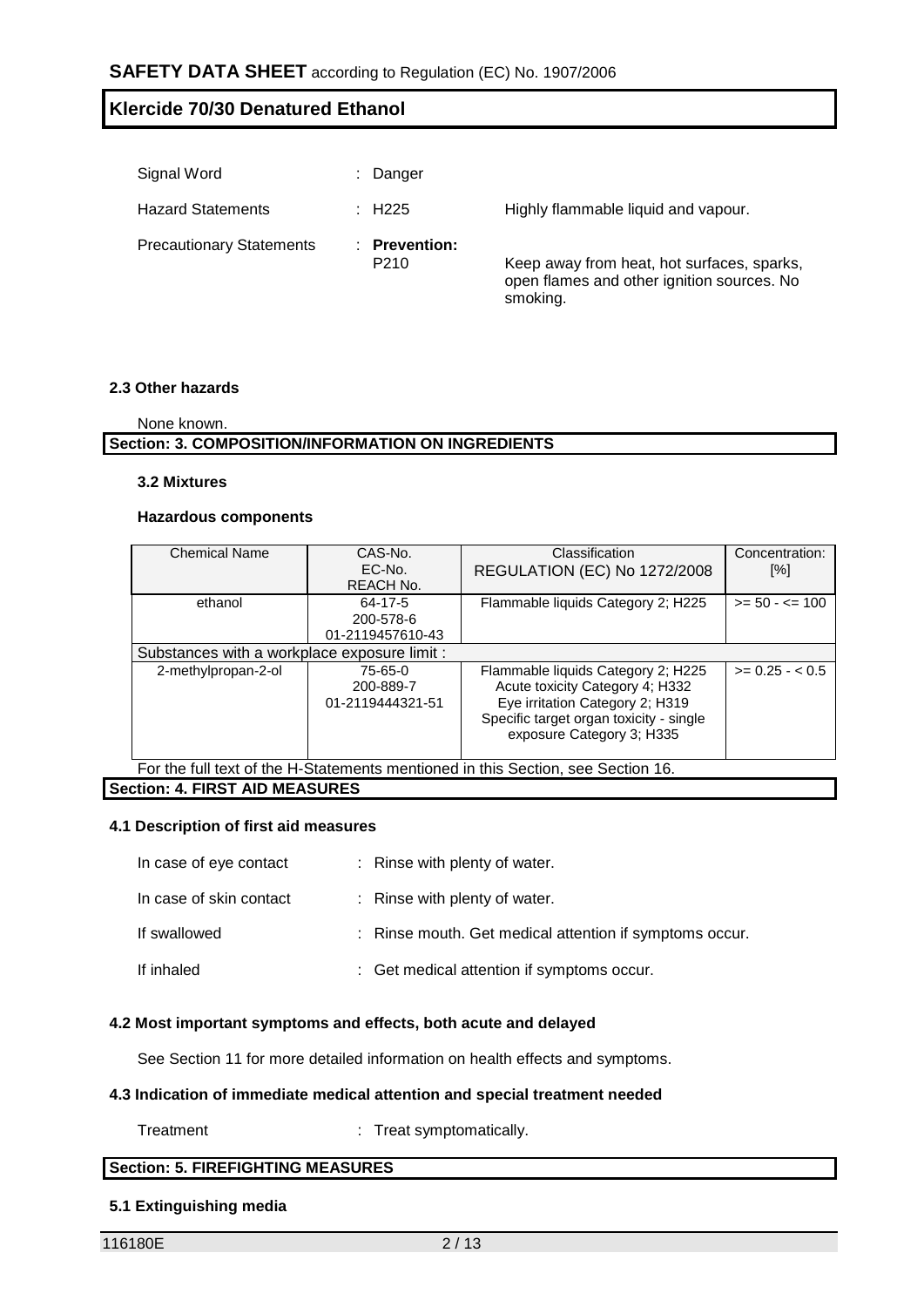Signal Word : Danger

Hazard Statements : H225 Highly flammable liquid and vapour.

Precautionary Statements : **Prevention:**
P210 Keep away from heat, hot surfaces, sparks, open flames and other ignition sources. No smoking.

### 2.3 Other hazards

None known.

## Section: 3. COMPOSITION/INFORMATION ON INGREDIENTS

### 3.2 Mixtures

**Hazardous components**

| Chemical Name | CAS-No.<br>EC-No.<br>REACH No. | Classification<br>REGULATION (EC) No 1272/2008 | Concentration: [%] |
|---|---|---|---|
| ethanol | 64-17-5<br>200-578-6<br>01-2119457610-43 | Flammable liquids Category 2; H225 | >= 50 - <= 100 |
| Substances with a workplace exposure limit : | | | |
| 2-methylpropan-2-ol | 75-65-0<br>200-889-7<br>01-2119444321-51 | Flammable liquids Category 2; H225<br>Acute toxicity Category 4; H332<br>Eye irritation Category 2; H319<br>Specific target organ toxicity - single exposure Category 3; H335 | >= 0.25 - < 0.5 |

For the full text of the H-Statements mentioned in this Section, see Section 16.

## Section: 4. FIRST AID MEASURES

### 4.1 Description of first aid measures

In case of eye contact : Rinse with plenty of water.

In case of skin contact : Rinse with plenty of water.

If swallowed : Rinse mouth. Get medical attention if symptoms occur.

If inhaled : Get medical attention if symptoms occur.

### 4.2 Most important symptoms and effects, both acute and delayed

See Section 11 for more detailed information on health effects and symptoms.

### 4.3 Indication of immediate medical attention and special treatment needed

Treatment : Treat symptomatically.

## Section: 5. FIREFIGHTING MEASURES

### 5.1 Extinguishing media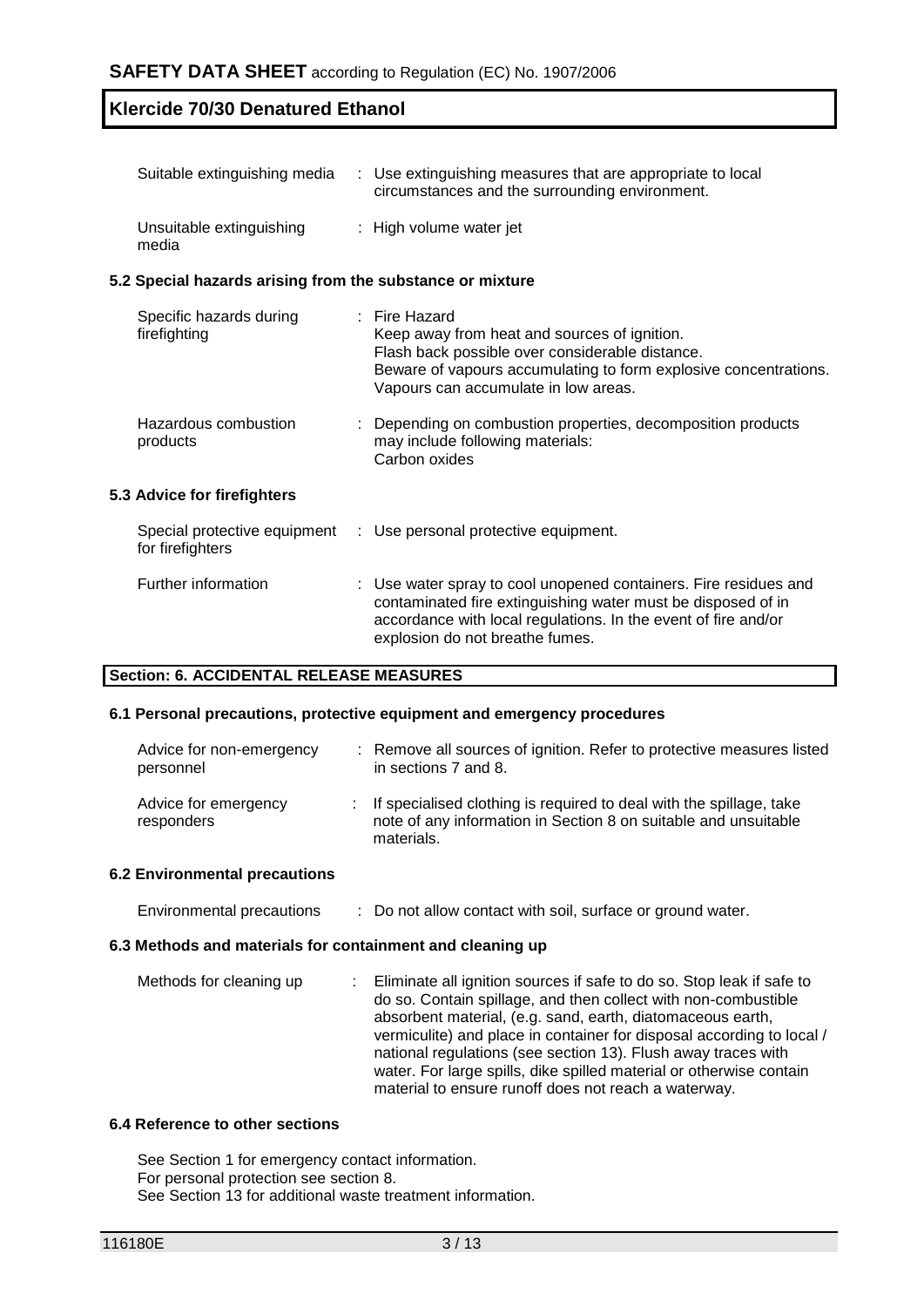| | | |
|---|---|---|
| Suitable extinguishing media | : | Use extinguishing measures that are appropriate to local circumstances and the surrounding environment. |
| Unsuitable extinguishing media | : | High volume water jet |

### 5.2 Special hazards arising from the substance or mixture

| | | |
|---|---|---|
| Specific hazards during firefighting | : | Fire Hazard<br>Keep away from heat and sources of ignition.<br>Flash back possible over considerable distance.<br>Beware of vapours accumulating to form explosive concentrations.<br>Vapours can accumulate in low areas. |
| Hazardous combustion products | : | Depending on combustion properties, decomposition products may include following materials:<br>Carbon oxides |

### 5.3 Advice for firefighters

| | | |
|---|---|---|
| Special protective equipment for firefighters | : | Use personal protective equipment. |
| Further information | : | Use water spray to cool unopened containers. Fire residues and contaminated fire extinguishing water must be disposed of in accordance with local regulations. In the event of fire and/or explosion do not breathe fumes. |

## Section: 6. ACCIDENTAL RELEASE MEASURES

### 6.1 Personal precautions, protective equipment and emergency procedures

| | | |
|---|---|---|
| Advice for non-emergency personnel | : | Remove all sources of ignition. Refer to protective measures listed in sections 7 and 8. |
| Advice for emergency responders | : | If specialised clothing is required to deal with the spillage, take note of any information in Section 8 on suitable and unsuitable materials. |

### 6.2 Environmental precautions

| | | |
|---|---|---|
| Environmental precautions | : | Do not allow contact with soil, surface or ground water. |

### 6.3 Methods and materials for containment and cleaning up

| | | |
|---|---|---|
| Methods for cleaning up | : | Eliminate all ignition sources if safe to do so. Stop leak if safe to do so. Contain spillage, and then collect with non-combustible absorbent material, (e.g. sand, earth, diatomaceous earth, vermiculite) and place in container for disposal according to local / national regulations (see section 13). Flush away traces with water. For large spills, dike spilled material or otherwise contain material to ensure runoff does not reach a waterway. |

### 6.4 Reference to other sections

See Section 1 for emergency contact information.
For personal protection see section 8.
See Section 13 for additional waste treatment information.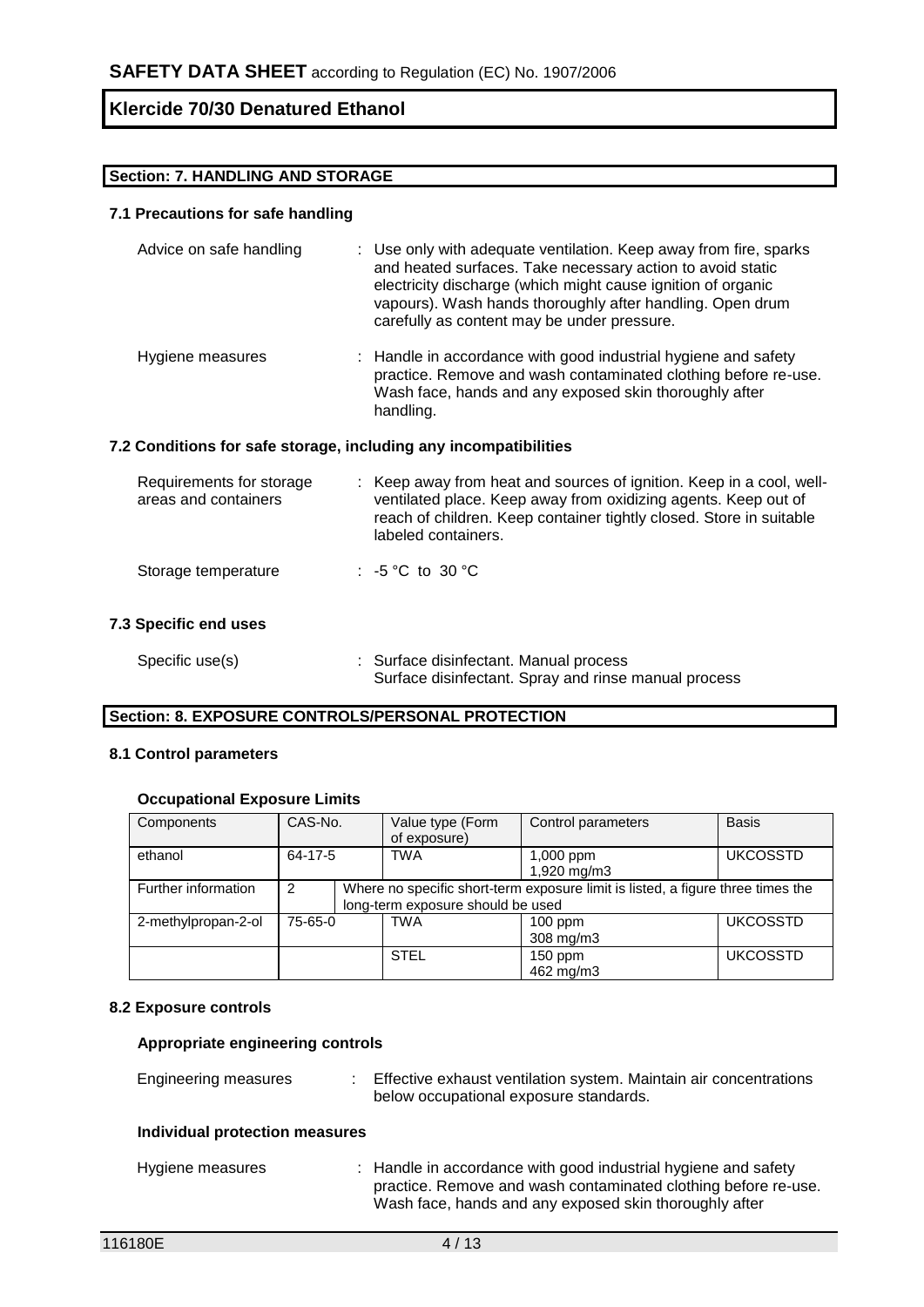## Section: 7. HANDLING AND STORAGE

### 7.1 Precautions for safe handling

| | |
|---|---|
| Advice on safe handling | : Use only with adequate ventilation. Keep away from fire, sparks and heated surfaces. Take necessary action to avoid static electricity discharge (which might cause ignition of organic vapours). Wash hands thoroughly after handling. Open drum carefully as content may be under pressure. |
| Hygiene measures | : Handle in accordance with good industrial hygiene and safety practice. Remove and wash contaminated clothing before re-use. Wash face, hands and any exposed skin thoroughly after handling. |

### 7.2 Conditions for safe storage, including any incompatibilities

| | |
|---|---|
| Requirements for storage areas and containers | : Keep away from heat and sources of ignition. Keep in a cool, well-ventilated place. Keep away from oxidizing agents. Keep out of reach of children. Keep container tightly closed. Store in suitable labeled containers. |
| Storage temperature | : -5 °C to 30 °C |

### 7.3 Specific end uses

| | |
|---|---|
| Specific use(s) | : Surface disinfectant. Manual process<br>Surface disinfectant. Spray and rinse manual process |

## Section: 8. EXPOSURE CONTROLS/PERSONAL PROTECTION

### 8.1 Control parameters

#### Occupational Exposure Limits

| Components | CAS-No. | Value type (Form of exposure) | Control parameters | Basis |
|---|---|---|---|---|
| ethanol | 64-17-5 | TWA | 1,000 ppm<br>1,920 mg/m3 | UKCOSSTD |
| Further information | 2 | Where no specific short-term exposure limit is listed, a figure three times the long-term exposure should be used | | |
| 2-methylpropan-2-ol | 75-65-0 | TWA | 100 ppm<br>308 mg/m3 | UKCOSSTD |
| | | STEL | 150 ppm<br>462 mg/m3 | UKCOSSTD |

### 8.2 Exposure controls

#### Appropriate engineering controls

| | |
|---|---|
| Engineering measures | : Effective exhaust ventilation system. Maintain air concentrations below occupational exposure standards. |

#### Individual protection measures

| | |
|---|---|
| Hygiene measures | : Handle in accordance with good industrial hygiene and safety practice. Remove and wash contaminated clothing before re-use. Wash face, hands and any exposed skin thoroughly after |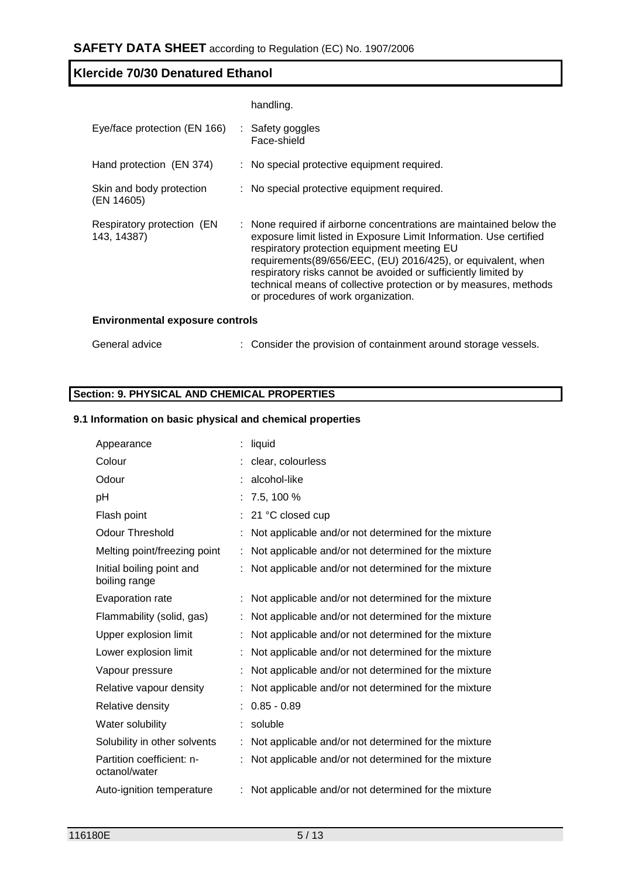handling.

| | | |
|---|---|---|
| Eye/face protection (EN 166) | : | Safety goggles<br>Face-shield |
| Hand protection (EN 374) | : | No special protective equipment required. |
| Skin and body protection (EN 14605) | : | No special protective equipment required. |
| Respiratory protection (EN 143, 14387) | : | None required if airborne concentrations are maintained below the exposure limit listed in Exposure Limit Information. Use certified respiratory protection equipment meeting EU requirements(89/656/EEC, (EU) 2016/425), or equivalent, when respiratory risks cannot be avoided or sufficiently limited by technical means of collective protection or by measures, methods or procedures of work organization. |

**Environmental exposure controls**

| | | |
|---|---|---|
| General advice | : | Consider the provision of containment around storage vessels. |

## Section: 9. PHYSICAL AND CHEMICAL PROPERTIES

### 9.1 Information on basic physical and chemical properties

| | | |
|---|---|---|
| Appearance | : | liquid |
| Colour | : | clear, colourless |
| Odour | : | alcohol-like |
| pH | : | 7.5, 100 % |
| Flash point | : | 21 °C closed cup |
| Odour Threshold | : | Not applicable and/or not determined for the mixture |
| Melting point/freezing point | : | Not applicable and/or not determined for the mixture |
| Initial boiling point and boiling range | : | Not applicable and/or not determined for the mixture |
| Evaporation rate | : | Not applicable and/or not determined for the mixture |
| Flammability (solid, gas) | : | Not applicable and/or not determined for the mixture |
| Upper explosion limit | : | Not applicable and/or not determined for the mixture |
| Lower explosion limit | : | Not applicable and/or not determined for the mixture |
| Vapour pressure | : | Not applicable and/or not determined for the mixture |
| Relative vapour density | : | Not applicable and/or not determined for the mixture |
| Relative density | : | 0.85 - 0.89 |
| Water solubility | : | soluble |
| Solubility in other solvents | : | Not applicable and/or not determined for the mixture |
| Partition coefficient: n-octanol/water | : | Not applicable and/or not determined for the mixture |
| Auto-ignition temperature | : | Not applicable and/or not determined for the mixture |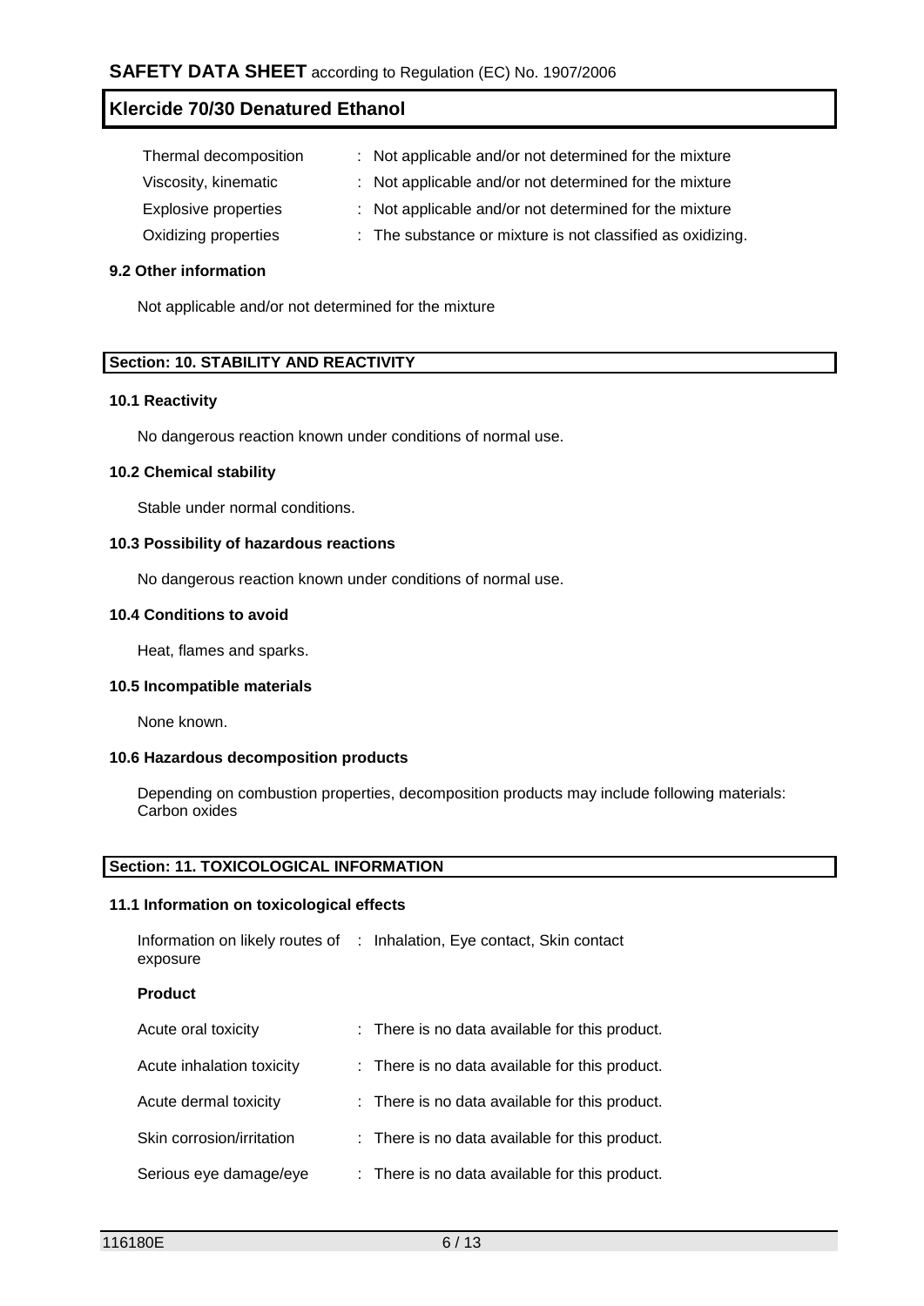| | | |
|---|---|---|
| Thermal decomposition | : | Not applicable and/or not determined for the mixture |
| Viscosity, kinematic | : | Not applicable and/or not determined for the mixture |
| Explosive properties | : | Not applicable and/or not determined for the mixture |
| Oxidizing properties | : | The substance or mixture is not classified as oxidizing. |

**9.2 Other information**

Not applicable and/or not determined for the mixture

## Section: 10. STABILITY AND REACTIVITY

**10.1 Reactivity**

No dangerous reaction known under conditions of normal use.

**10.2 Chemical stability**

Stable under normal conditions.

**10.3 Possibility of hazardous reactions**

No dangerous reaction known under conditions of normal use.

**10.4 Conditions to avoid**

Heat, flames and sparks.

**10.5 Incompatible materials**

None known.

**10.6 Hazardous decomposition products**

Depending on combustion properties, decomposition products may include following materials:
Carbon oxides

## Section: 11. TOXICOLOGICAL INFORMATION

**11.1 Information on toxicological effects**

| | | |
|---|---|---|
| Information on likely routes of exposure | : | Inhalation, Eye contact, Skin contact |

**Product**

| | | |
|---|---|---|
| Acute oral toxicity | : | There is no data available for this product. |
| Acute inhalation toxicity | : | There is no data available for this product. |
| Acute dermal toxicity | : | There is no data available for this product. |
| Skin corrosion/irritation | : | There is no data available for this product. |
| Serious eye damage/eye | : | There is no data available for this product. |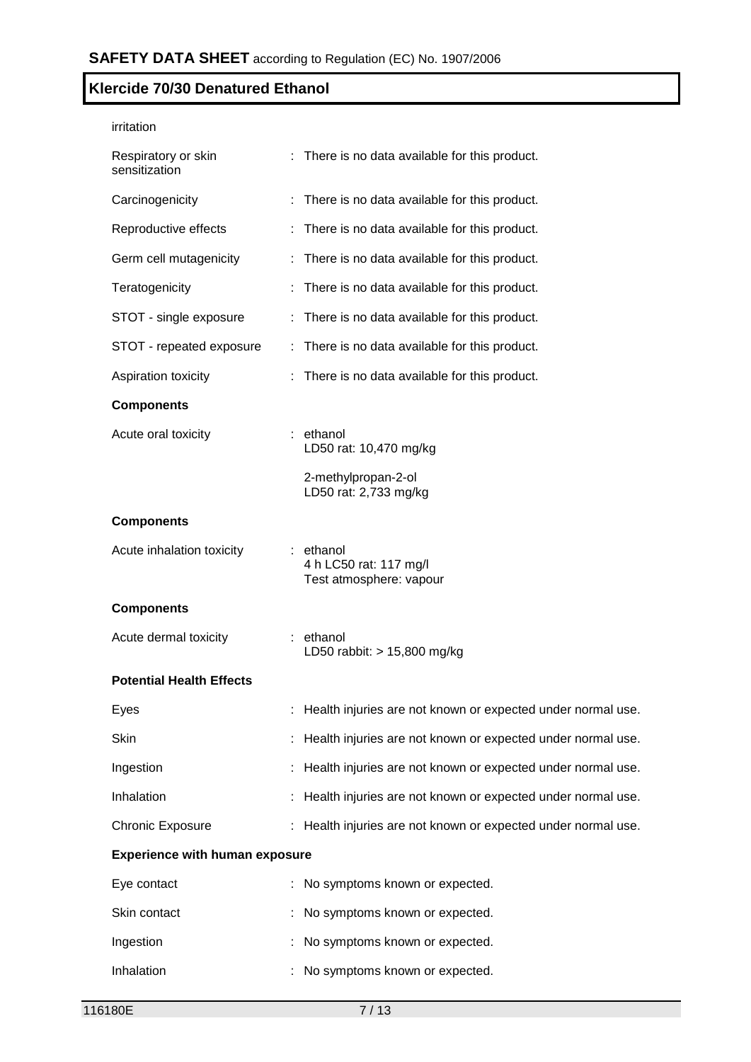irritation

| | | |
|---|---|---|
| Respiratory or skin sensitization | : | There is no data available for this product. |
| Carcinogenicity | : | There is no data available for this product. |
| Reproductive effects | : | There is no data available for this product. |
| Germ cell mutagenicity | : | There is no data available for this product. |
| Teratogenicity | : | There is no data available for this product. |
| STOT - single exposure | : | There is no data available for this product. |
| STOT - repeated exposure | : | There is no data available for this product. |
| Aspiration toxicity | : | There is no data available for this product. |

**Components**

| | | |
|---|---|---|
| Acute oral toxicity | : | ethanol<br>LD50 rat: 10,470 mg/kg<br><br>2-methylpropan-2-ol<br>LD50 rat: 2,733 mg/kg |

**Components**

| | | |
|---|---|---|
| Acute inhalation toxicity | : | ethanol<br>4 h LC50 rat: 117 mg/l<br>Test atmosphere: vapour |

**Components**

| | | |
|---|---|---|
| Acute dermal toxicity | : | ethanol<br>LD50 rabbit: > 15,800 mg/kg |

**Potential Health Effects**

| | | |
|---|---|---|
| Eyes | : | Health injuries are not known or expected under normal use. |
| Skin | : | Health injuries are not known or expected under normal use. |
| Ingestion | : | Health injuries are not known or expected under normal use. |
| Inhalation | : | Health injuries are not known or expected under normal use. |
| Chronic Exposure | : | Health injuries are not known or expected under normal use. |

**Experience with human exposure**

| | | |
|---|---|---|
| Eye contact | : | No symptoms known or expected. |
| Skin contact | : | No symptoms known or expected. |
| Ingestion | : | No symptoms known or expected. |
| Inhalation | : | No symptoms known or expected. |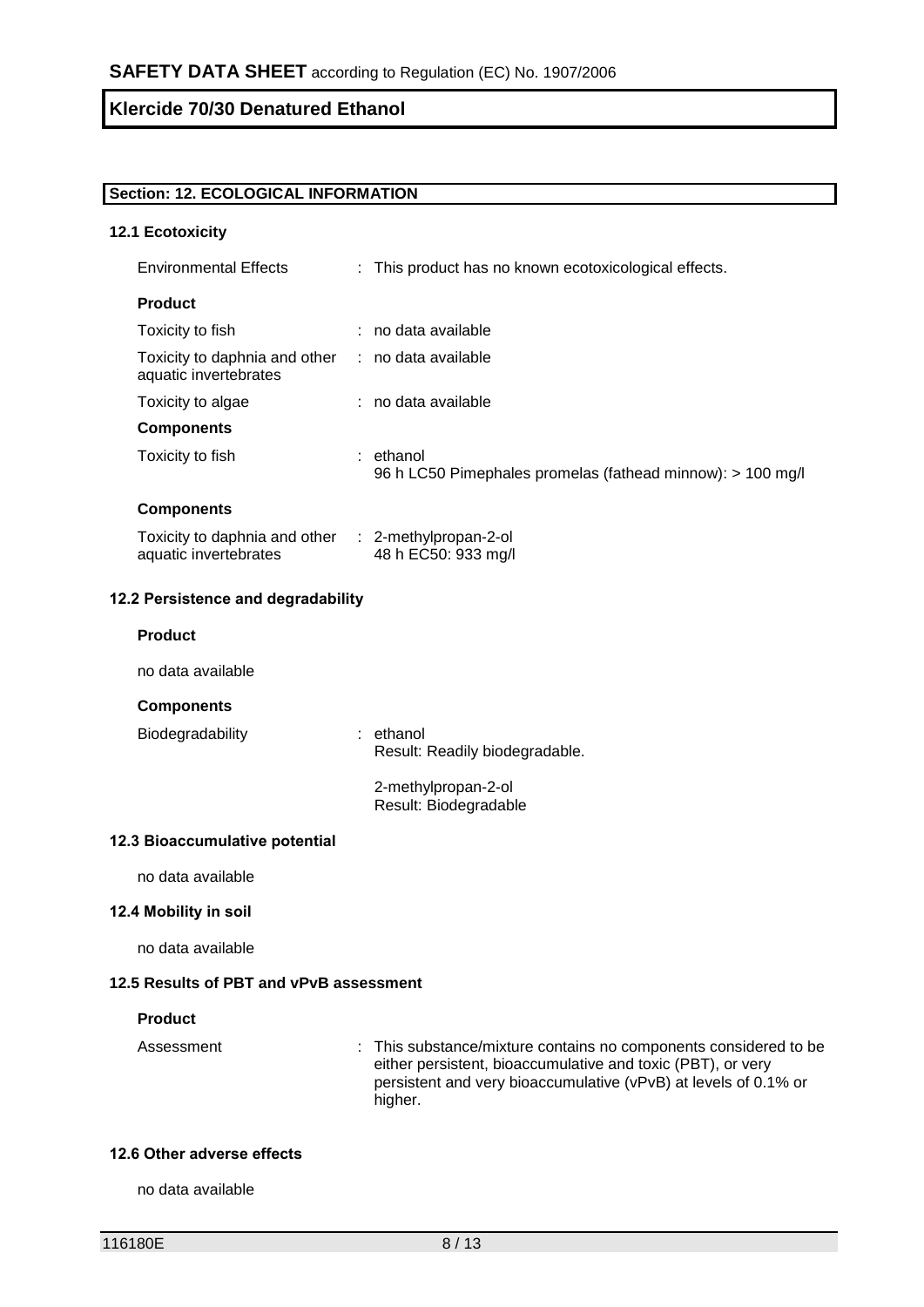## Section: 12. ECOLOGICAL INFORMATION

### 12.1 Ecotoxicity

| | |
|---|---|
| Environmental Effects | : This product has no known ecotoxicological effects. |

**Product**

| | |
|---|---|
| Toxicity to fish | : no data available |
| Toxicity to daphnia and other aquatic invertebrates | : no data available |
| Toxicity to algae | : no data available |

**Components**

| | |
|---|---|
| Toxicity to fish | : ethanol<br>96 h LC50 Pimephales promelas (fathead minnow): > 100 mg/l |

**Components**

| | |
|---|---|
| Toxicity to daphnia and other aquatic invertebrates | : 2-methylpropan-2-ol<br>48 h EC50: 933 mg/l |

### 12.2 Persistence and degradability

**Product**

no data available

**Components**

| | |
|---|---|
| Biodegradability | : ethanol<br>Result: Readily biodegradable.<br><br>2-methylpropan-2-ol<br>Result: Biodegradable |

### 12.3 Bioaccumulative potential

no data available

### 12.4 Mobility in soil

no data available

### 12.5 Results of PBT and vPvB assessment

**Product**

| | |
|---|---|
| Assessment | : This substance/mixture contains no components considered to be either persistent, bioaccumulative and toxic (PBT), or very persistent and very bioaccumulative (vPvB) at levels of 0.1% or higher. |

### 12.6 Other adverse effects

no data available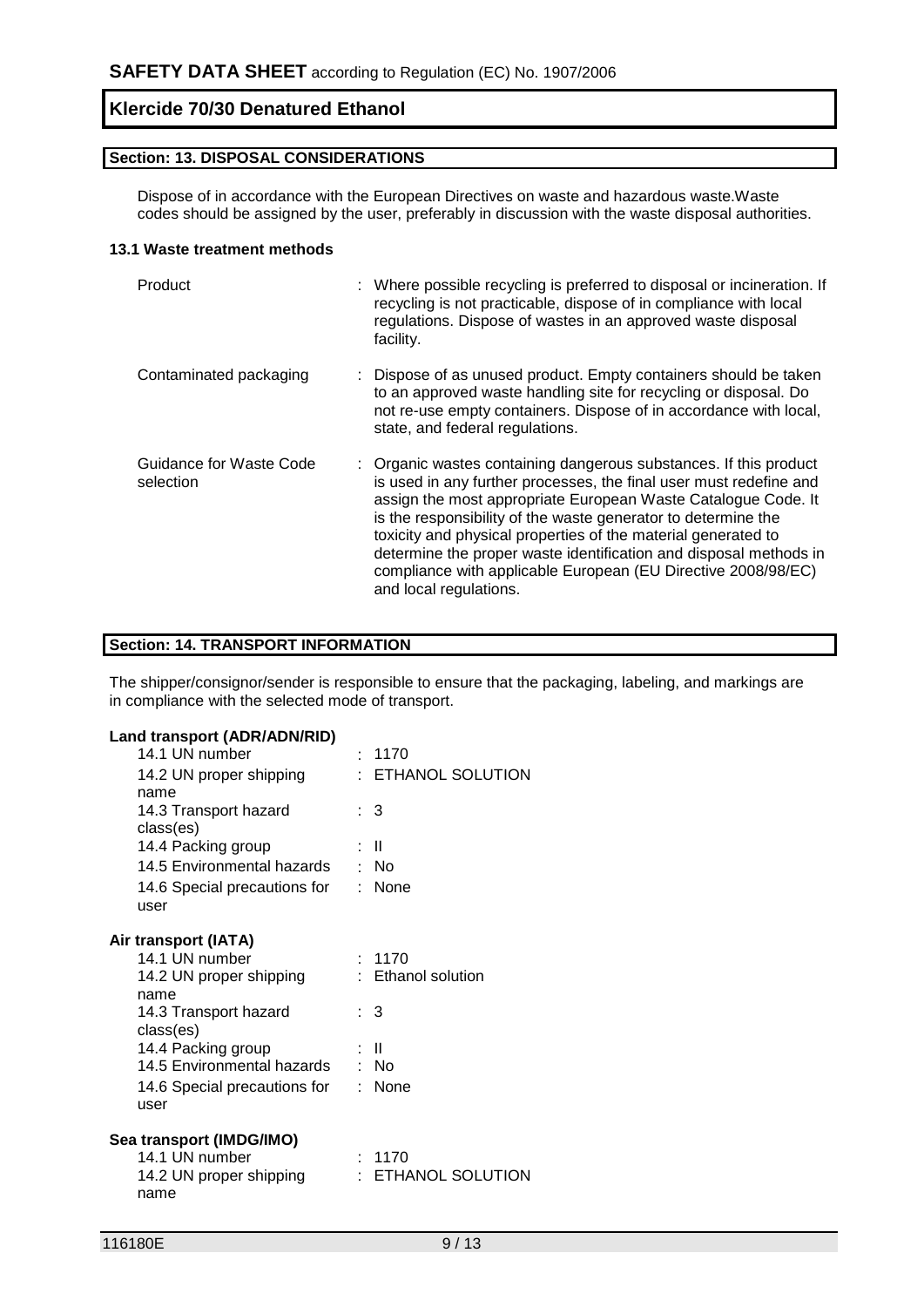## Section: 13. DISPOSAL CONSIDERATIONS

Dispose of in accordance with the European Directives on waste and hazardous waste.Waste codes should be assigned by the user, preferably in discussion with the waste disposal authorities.

### 13.1 Waste treatment methods

| | |
|---|---|
| Product | : Where possible recycling is preferred to disposal or incineration. If recycling is not practicable, dispose of in compliance with local regulations. Dispose of wastes in an approved waste disposal facility. |
| Contaminated packaging | : Dispose of as unused product. Empty containers should be taken to an approved waste handling site for recycling or disposal. Do not re-use empty containers. Dispose of in accordance with local, state, and federal regulations. |
| Guidance for Waste Code selection | : Organic wastes containing dangerous substances. If this product is used in any further processes, the final user must redefine and assign the most appropriate European Waste Catalogue Code. It is the responsibility of the waste generator to determine the toxicity and physical properties of the material generated to determine the proper waste identification and disposal methods in compliance with applicable European (EU Directive 2008/98/EC) and local regulations. |

## Section: 14. TRANSPORT INFORMATION

The shipper/consignor/sender is responsible to ensure that the packaging, labeling, and markings are in compliance with the selected mode of transport.

**Land transport (ADR/ADN/RID)**

| | |
|---|---|
| 14.1 UN number | : 1170 |
| 14.2 UN proper shipping name | : ETHANOL SOLUTION |
| 14.3 Transport hazard class(es) | : 3 |
| 14.4 Packing group | : II |
| 14.5 Environmental hazards | : No |
| 14.6 Special precautions for user | : None |

**Air transport (IATA)**

| | |
|---|---|
| 14.1 UN number | : 1170 |
| 14.2 UN proper shipping name | : Ethanol solution |
| 14.3 Transport hazard class(es) | : 3 |
| 14.4 Packing group | : II |
| 14.5 Environmental hazards | : No |
| 14.6 Special precautions for user | : None |

**Sea transport (IMDG/IMO)**

| | |
|---|---|
| 14.1 UN number | : 1170 |
| 14.2 UN proper shipping name | : ETHANOL SOLUTION |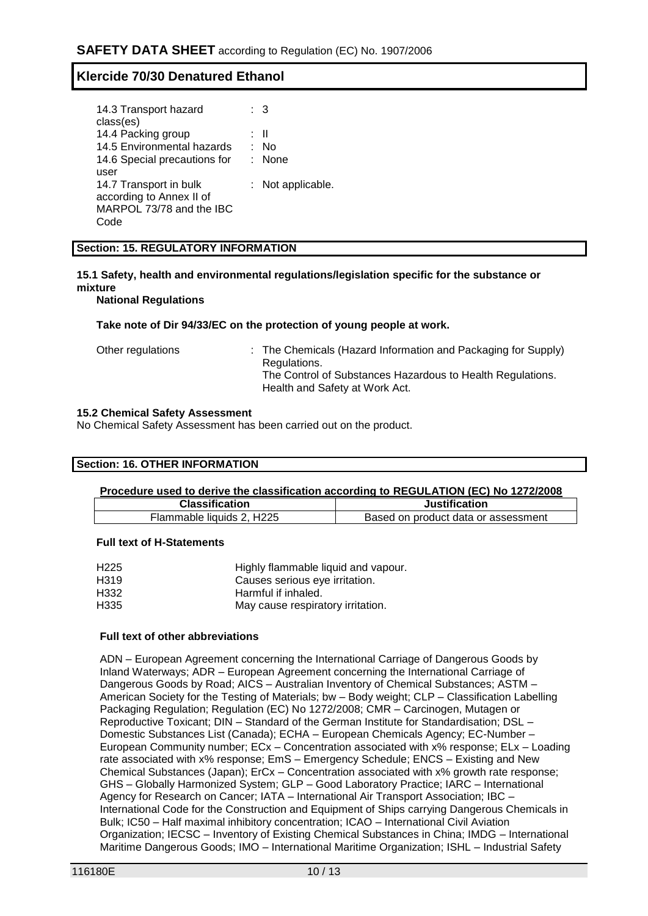| | |
|---|---|
| 14.3 Transport hazard class(es) | : 3 |
| 14.4 Packing group | : II |
| 14.5 Environmental hazards | : No |
| 14.6 Special precautions for user | : None |
| 14.7 Transport in bulk according to Annex II of MARPOL 73/78 and the IBC Code | : Not applicable. |

## Section: 15. REGULATORY INFORMATION

**15.1 Safety, health and environmental regulations/legislation specific for the substance or mixture**

**National Regulations**

**Take note of Dir 94/33/EC on the protection of young people at work.**

Other regulations : The Chemicals (Hazard Information and Packaging for Supply) Regulations.
The Control of Substances Hazardous to Health Regulations.
Health and Safety at Work Act.

**15.2 Chemical Safety Assessment**

No Chemical Safety Assessment has been carried out on the product.

## Section: 16. OTHER INFORMATION

**Procedure used to derive the classification according to REGULATION (EC) No 1272/2008**

| Classification | Justification |
|---|---|
| Flammable liquids 2, H225 | Based on product data or assessment |

**Full text of H-Statements**

| | |
|---|---|
| H225 | Highly flammable liquid and vapour. |
| H319 | Causes serious eye irritation. |
| H332 | Harmful if inhaled. |
| H335 | May cause respiratory irritation. |

**Full text of other abbreviations**

ADN – European Agreement concerning the International Carriage of Dangerous Goods by Inland Waterways; ADR – European Agreement concerning the International Carriage of Dangerous Goods by Road; AICS – Australian Inventory of Chemical Substances; ASTM – American Society for the Testing of Materials; bw – Body weight; CLP – Classification Labelling Packaging Regulation; Regulation (EC) No 1272/2008; CMR – Carcinogen, Mutagen or Reproductive Toxicant; DIN – Standard of the German Institute for Standardisation; DSL – Domestic Substances List (Canada); ECHA – European Chemicals Agency; EC-Number – European Community number; ECx – Concentration associated with x% response; ELx – Loading rate associated with x% response; EmS – Emergency Schedule; ENCS – Existing and New Chemical Substances (Japan); ErCx – Concentration associated with x% growth rate response; GHS – Globally Harmonized System; GLP – Good Laboratory Practice; IARC – International Agency for Research on Cancer; IATA – International Air Transport Association; IBC – International Code for the Construction and Equipment of Ships carrying Dangerous Chemicals in Bulk; IC50 – Half maximal inhibitory concentration; ICAO – International Civil Aviation Organization; IECSC – Inventory of Existing Chemical Substances in China; IMDG – International Maritime Dangerous Goods; IMO – International Maritime Organization; ISHL – Industrial Safety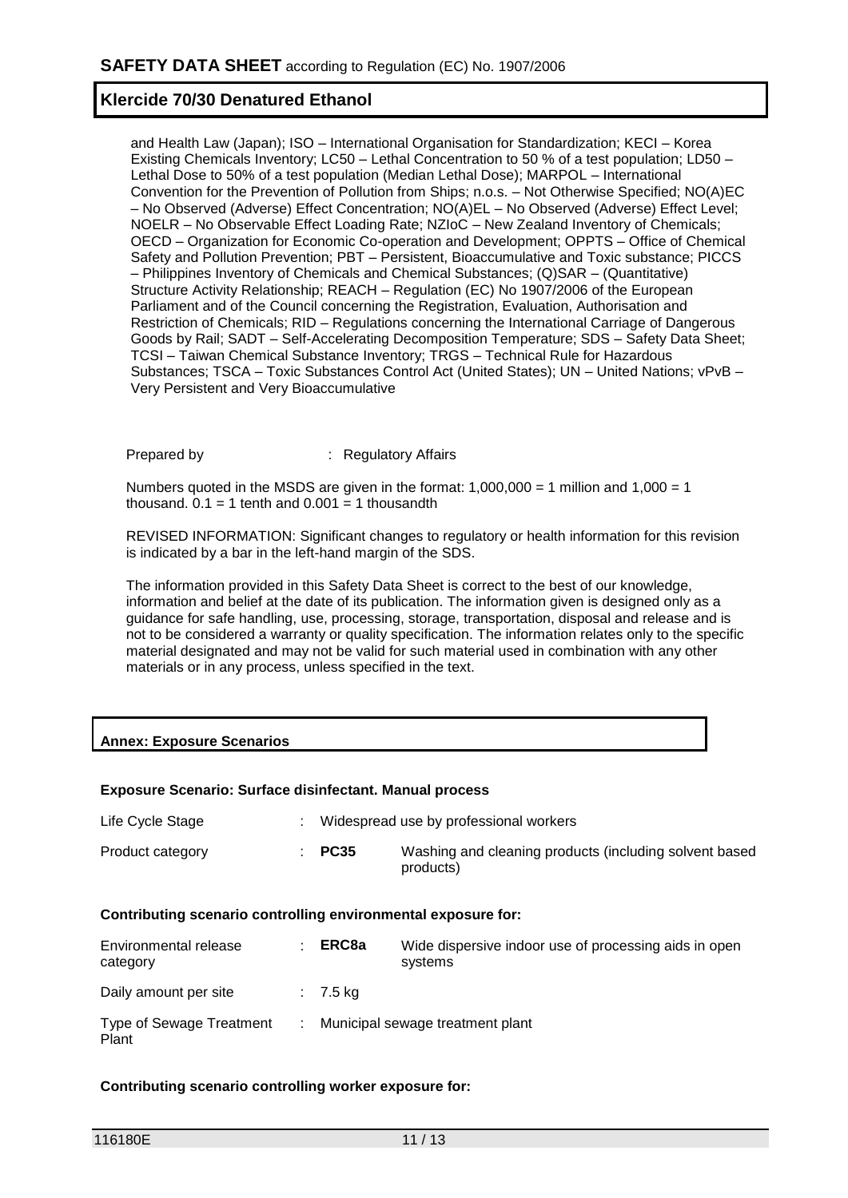and Health Law (Japan); ISO – International Organisation for Standardization; KECI – Korea Existing Chemicals Inventory; LC50 – Lethal Concentration to 50 % of a test population; LD50 – Lethal Dose to 50% of a test population (Median Lethal Dose); MARPOL – International Convention for the Prevention of Pollution from Ships; n.o.s. – Not Otherwise Specified; NO(A)EC – No Observed (Adverse) Effect Concentration; NO(A)EL – No Observed (Adverse) Effect Level; NOELR – No Observable Effect Loading Rate; NZIoC – New Zealand Inventory of Chemicals; OECD – Organization for Economic Co-operation and Development; OPPTS – Office of Chemical Safety and Pollution Prevention; PBT – Persistent, Bioaccumulative and Toxic substance; PICCS – Philippines Inventory of Chemicals and Chemical Substances; (Q)SAR – (Quantitative) Structure Activity Relationship; REACH – Regulation (EC) No 1907/2006 of the European Parliament and of the Council concerning the Registration, Evaluation, Authorisation and Restriction of Chemicals; RID – Regulations concerning the International Carriage of Dangerous Goods by Rail; SADT – Self-Accelerating Decomposition Temperature; SDS – Safety Data Sheet; TCSI – Taiwan Chemical Substance Inventory; TRGS – Technical Rule for Hazardous Substances; TSCA – Toxic Substances Control Act (United States); UN – United Nations; vPvB – Very Persistent and Very Bioaccumulative

Prepared by : Regulatory Affairs

Numbers quoted in the MSDS are given in the format: 1,000,000 = 1 million and 1,000 = 1 thousand. 0.1 = 1 tenth and 0.001 = 1 thousandth

REVISED INFORMATION: Significant changes to regulatory or health information for this revision is indicated by a bar in the left-hand margin of the SDS.

The information provided in this Safety Data Sheet is correct to the best of our knowledge, information and belief at the date of its publication. The information given is designed only as a guidance for safe handling, use, processing, storage, transportation, disposal and release and is not to be considered a warranty or quality specification. The information relates only to the specific material designated and may not be valid for such material used in combination with any other materials or in any process, unless specified in the text.

## Annex: Exposure Scenarios

**Exposure Scenario: Surface disinfectant. Manual process**

| | | |
|---|---|---|
| Life Cycle Stage | : Widespread use by professional workers | |
| Product category | : **PC35** | Washing and cleaning products (including solvent based products) |

**Contributing scenario controlling environmental exposure for:**

| | | |
|---|---|---|
| Environmental release category | : **ERC8a** | Wide dispersive indoor use of processing aids in open systems |
| Daily amount per site | : 7.5 kg | |
| Type of Sewage Treatment Plant | : Municipal sewage treatment plant | |

**Contributing scenario controlling worker exposure for:**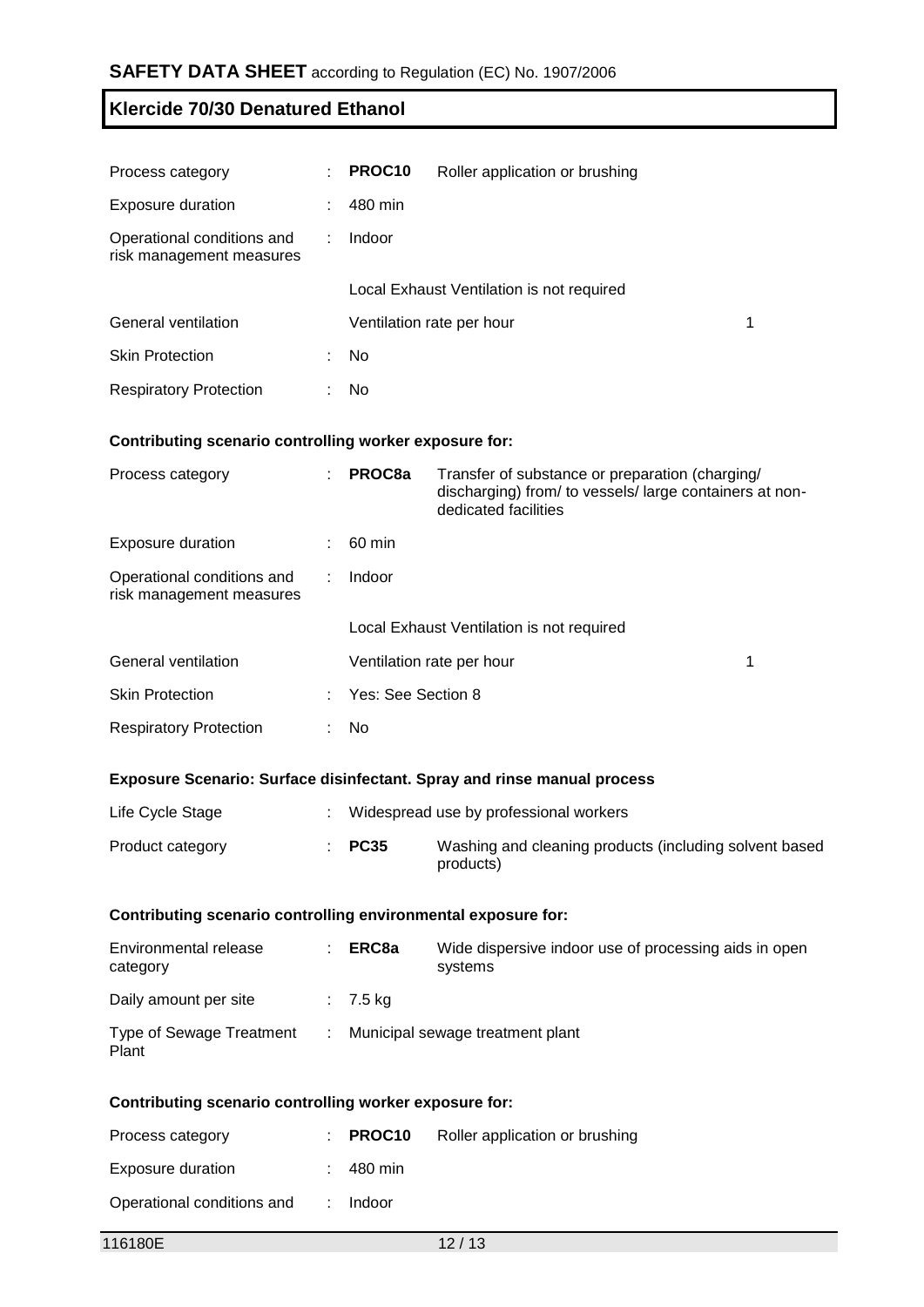| | | | |
|---|---|---|---|
| Process category | : | **PROC10** | Roller application or brushing |
| Exposure duration | : | 480 min | |
| Operational conditions and risk management measures | : | Indoor | |
| | | Local Exhaust Ventilation is not required | |
| General ventilation | | Ventilation rate per hour | 1 |
| Skin Protection | : | No | |
| Respiratory Protection | : | No | |

**Contributing scenario controlling worker exposure for:**

| | | | |
|---|---|---|---|
| Process category | : | **PROC8a** | Transfer of substance or preparation (charging/ discharging) from/ to vessels/ large containers at non-dedicated facilities |
| Exposure duration | : | 60 min | |
| Operational conditions and risk management measures | : | Indoor | |
| | | Local Exhaust Ventilation is not required | |
| General ventilation | | Ventilation rate per hour | 1 |
| Skin Protection | : | Yes: See Section 8 | |
| Respiratory Protection | : | No | |

**Exposure Scenario: Surface disinfectant. Spray and rinse manual process**

| | | | |
|---|---|---|---|
| Life Cycle Stage | : | Widespread use by professional workers | |
| Product category | : | **PC35** | Washing and cleaning products (including solvent based products) |

**Contributing scenario controlling environmental exposure for:**

| | | | |
|---|---|---|---|
| Environmental release category | : | **ERC8a** | Wide dispersive indoor use of processing aids in open systems |
| Daily amount per site | : | 7.5 kg | |
| Type of Sewage Treatment Plant | : | Municipal sewage treatment plant | |

**Contributing scenario controlling worker exposure for:**

| | | | |
|---|---|---|---|
| Process category | : | **PROC10** | Roller application or brushing |
| Exposure duration | : | 480 min | |
| Operational conditions and | : | Indoor | |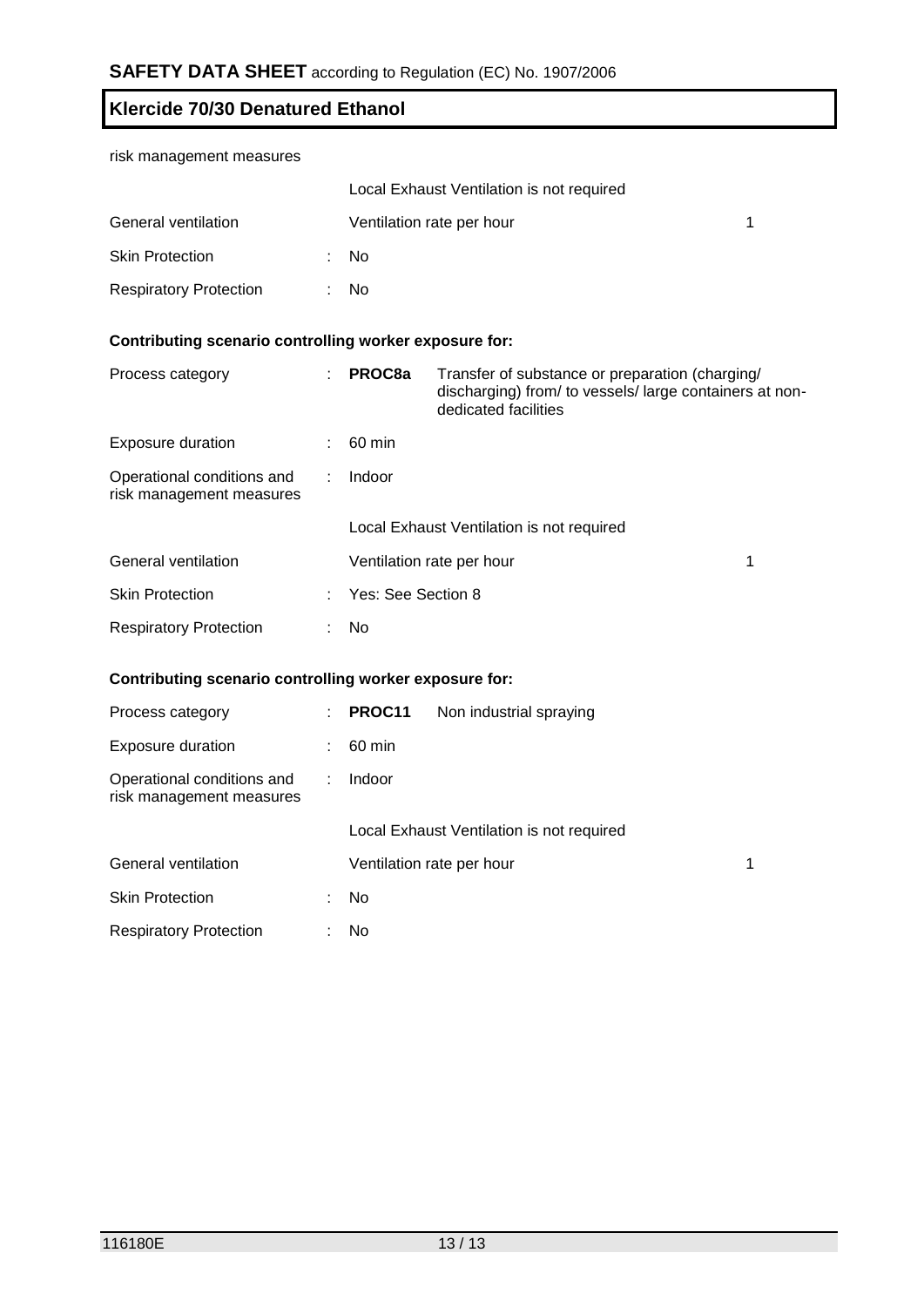risk management measures

| | | | |
|---|---|---|---|
| | | Local Exhaust Ventilation is not required | |
| General ventilation | | Ventilation rate per hour | 1 |
| Skin Protection | : | No | |
| Respiratory Protection | : | No | |

**Contributing scenario controlling worker exposure for:**

| | | | |
|---|---|---|---|
| Process category | : | **PROC8a** | Transfer of substance or preparation (charging/ discharging) from/ to vessels/ large containers at non-dedicated facilities |
| Exposure duration | : | 60 min | |
| Operational conditions and risk management measures | : | Indoor | |
| | | Local Exhaust Ventilation is not required | |
| General ventilation | | Ventilation rate per hour | 1 |
| Skin Protection | : | Yes: See Section 8 | |
| Respiratory Protection | : | No | |

**Contributing scenario controlling worker exposure for:**

| | | | |
|---|---|---|---|
| Process category | : | **PROC11** | Non industrial spraying |
| Exposure duration | : | 60 min | |
| Operational conditions and risk management measures | : | Indoor | |
| | | Local Exhaust Ventilation is not required | |
| General ventilation | | Ventilation rate per hour | 1 |
| Skin Protection | : | No | |
| Respiratory Protection | : | No | |